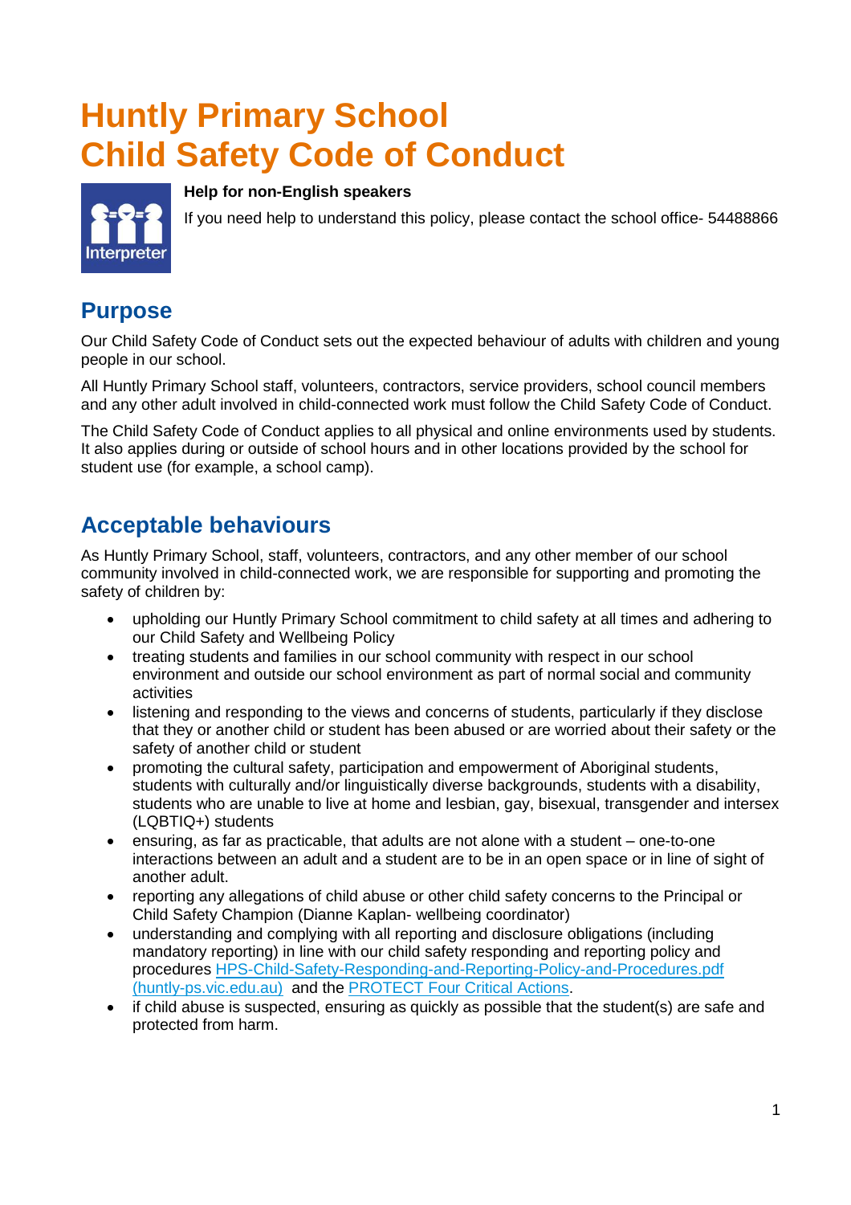# Huntly Primary School
# Child Safety Code of Conduct

**Help for non-English speakers**

If you need help to understand this policy, please contact the school office- 54488866

## Purpose

Our Child Safety Code of Conduct sets out the expected behaviour of adults with children and young people in our school.

All Huntly Primary School staff, volunteers, contractors, service providers, school council members and any other adult involved in child-connected work must follow the Child Safety Code of Conduct.

The Child Safety Code of Conduct applies to all physical and online environments used by students. It also applies during or outside of school hours and in other locations provided by the school for student use (for example, a school camp).

## Acceptable behaviours

As Huntly Primary School, staff, volunteers, contractors, and any other member of our school community involved in child-connected work, we are responsible for supporting and promoting the safety of children by:

- upholding our Huntly Primary School commitment to child safety at all times and adhering to our Child Safety and Wellbeing Policy
- treating students and families in our school community with respect in our school environment and outside our school environment as part of normal social and community activities
- listening and responding to the views and concerns of students, particularly if they disclose that they or another child or student has been abused or are worried about their safety or the safety of another child or student
- promoting the cultural safety, participation and empowerment of Aboriginal students, students with culturally and/or linguistically diverse backgrounds, students with a disability, students who are unable to live at home and lesbian, gay, bisexual, transgender and intersex (LQBTIQ+) students
- ensuring, as far as practicable, that adults are not alone with a student – one-to-one interactions between an adult and a student are to be in an open space or in line of sight of another adult.
- reporting any allegations of child abuse or other child safety concerns to the Principal or Child Safety Champion (Dianne Kaplan- wellbeing coordinator)
- understanding and complying with all reporting and disclosure obligations (including mandatory reporting) in line with our child safety responding and reporting policy and procedures HPS-Child-Safety-Responding-and-Reporting-Policy-and-Procedures.pdf (huntly-ps.vic.edu.au) and the PROTECT Four Critical Actions.
- if child abuse is suspected, ensuring as quickly as possible that the student(s) are safe and protected from harm.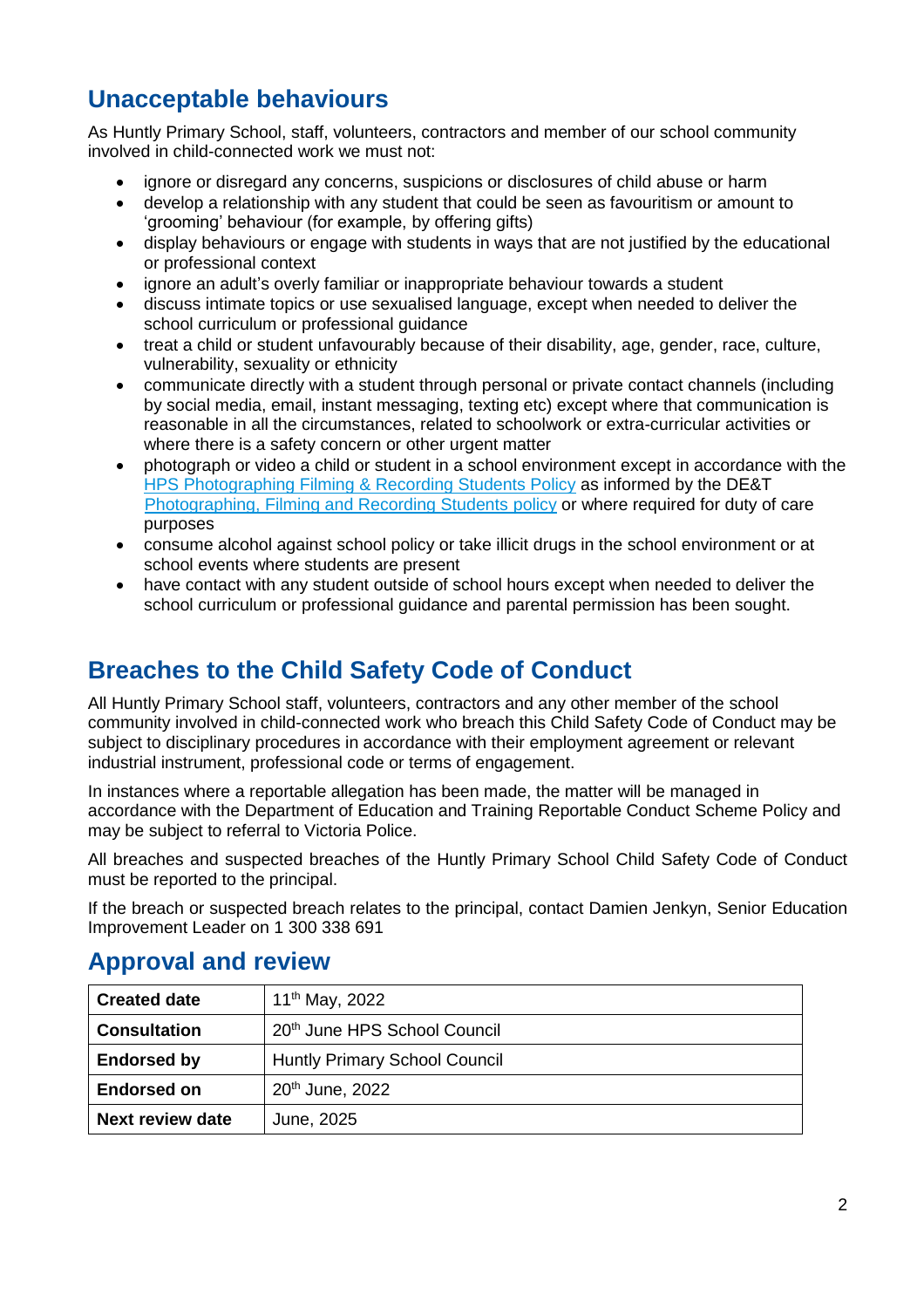## Unacceptable behaviours

As Huntly Primary School, staff, volunteers, contractors and member of our school community involved in child-connected work we must not:

- ignore or disregard any concerns, suspicions or disclosures of child abuse or harm
- develop a relationship with any student that could be seen as favouritism or amount to 'grooming' behaviour (for example, by offering gifts)
- display behaviours or engage with students in ways that are not justified by the educational or professional context
- ignore an adult's overly familiar or inappropriate behaviour towards a student
- discuss intimate topics or use sexualised language, except when needed to deliver the school curriculum or professional guidance
- treat a child or student unfavourably because of their disability, age, gender, race, culture, vulnerability, sexuality or ethnicity
- communicate directly with a student through personal or private contact channels (including by social media, email, instant messaging, texting etc) except where that communication is reasonable in all the circumstances, related to schoolwork or extra-curricular activities or where there is a safety concern or other urgent matter
- photograph or video a child or student in a school environment except in accordance with the HPS Photographing Filming & Recording Students Policy as informed by the DE&T Photographing, Filming and Recording Students policy or where required for duty of care purposes
- consume alcohol against school policy or take illicit drugs in the school environment or at school events where students are present
- have contact with any student outside of school hours except when needed to deliver the school curriculum or professional guidance and parental permission has been sought.

## Breaches to the Child Safety Code of Conduct

All Huntly Primary School staff, volunteers, contractors and any other member of the school community involved in child-connected work who breach this Child Safety Code of Conduct may be subject to disciplinary procedures in accordance with their employment agreement or relevant industrial instrument, professional code or terms of engagement.

In instances where a reportable allegation has been made, the matter will be managed in accordance with the Department of Education and Training Reportable Conduct Scheme Policy and may be subject to referral to Victoria Police.

All breaches and suspected breaches of the Huntly Primary School Child Safety Code of Conduct must be reported to the principal.

If the breach or suspected breach relates to the principal, contact Damien Jenkyn, Senior Education Improvement Leader on 1 300 338 691

## Approval and review

| | |
|---|---|
| **Created date** | 11th May, 2022 |
| **Consultation** | 20th June HPS School Council |
| **Endorsed by** | Huntly Primary School Council |
| **Endorsed on** | 20th June, 2022 |
| **Next review date** | June, 2025 |